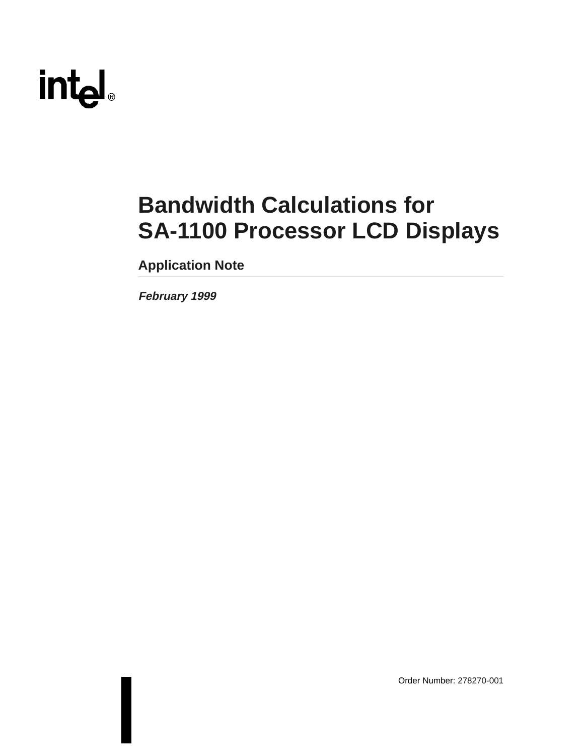intel®

# Bandwidth Calculations for SA-1100 Processor LCD Displays

## Application Note

*February 1999*

Order Number: 278270-001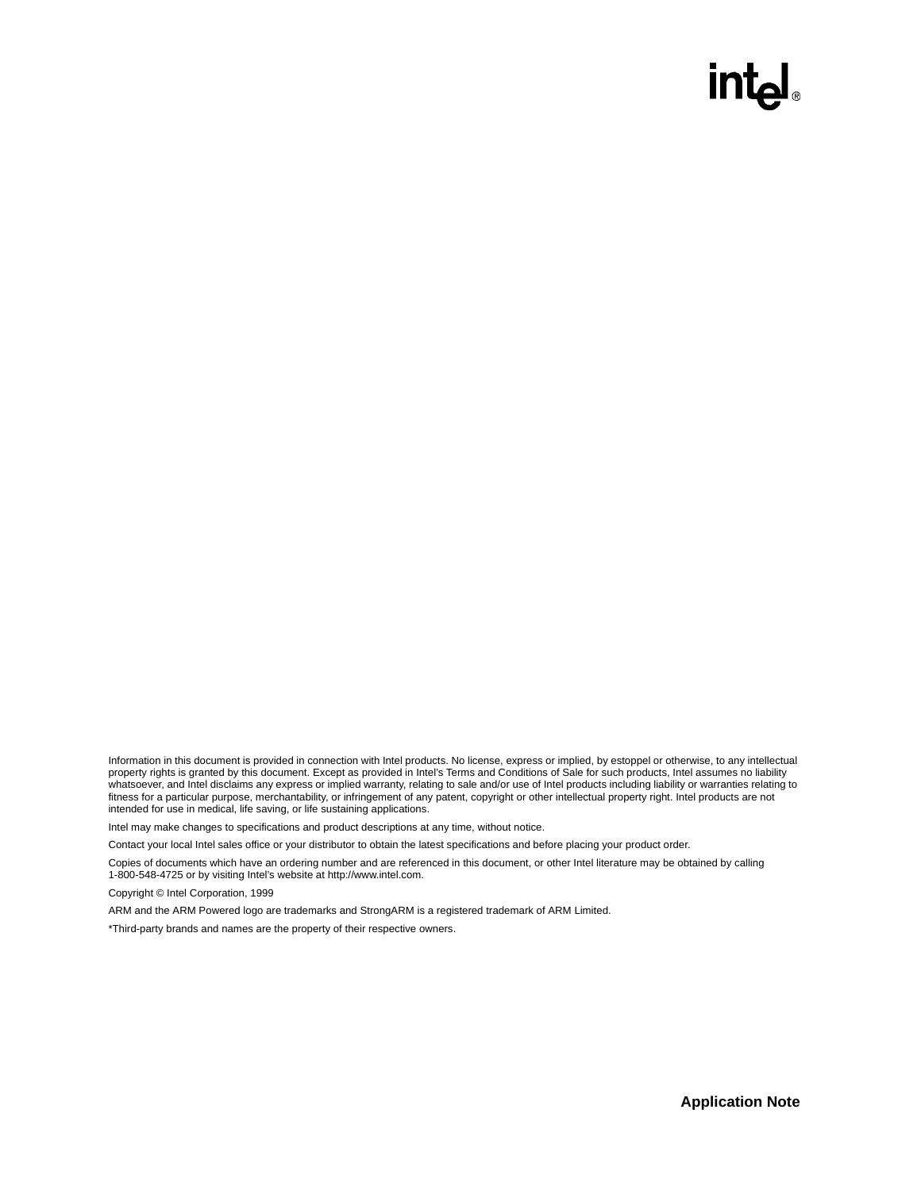Information in this document is provided in connection with Intel products. No license, express or implied, by estoppel or otherwise, to any intellectual property rights is granted by this document. Except as provided in Intel's Terms and Conditions of Sale for such products, Intel assumes no liability whatsoever, and Intel disclaims any express or implied warranty, relating to sale and/or use of Intel products including liability or warranties relating to fitness for a particular purpose, merchantability, or infringement of any patent, copyright or other intellectual property right. Intel products are not intended for use in medical, life saving, or life sustaining applications.

Intel may make changes to specifications and product descriptions at any time, without notice.

Contact your local Intel sales office or your distributor to obtain the latest specifications and before placing your product order.

Copies of documents which have an ordering number and are referenced in this document, or other Intel literature may be obtained by calling 1-800-548-4725 or by visiting Intel's website at http://www.intel.com.

Copyright © Intel Corporation, 1999

ARM and the ARM Powered logo are trademarks and StrongARM is a registered trademark of ARM Limited.

*Third-party brands and names are the property of their respective owners.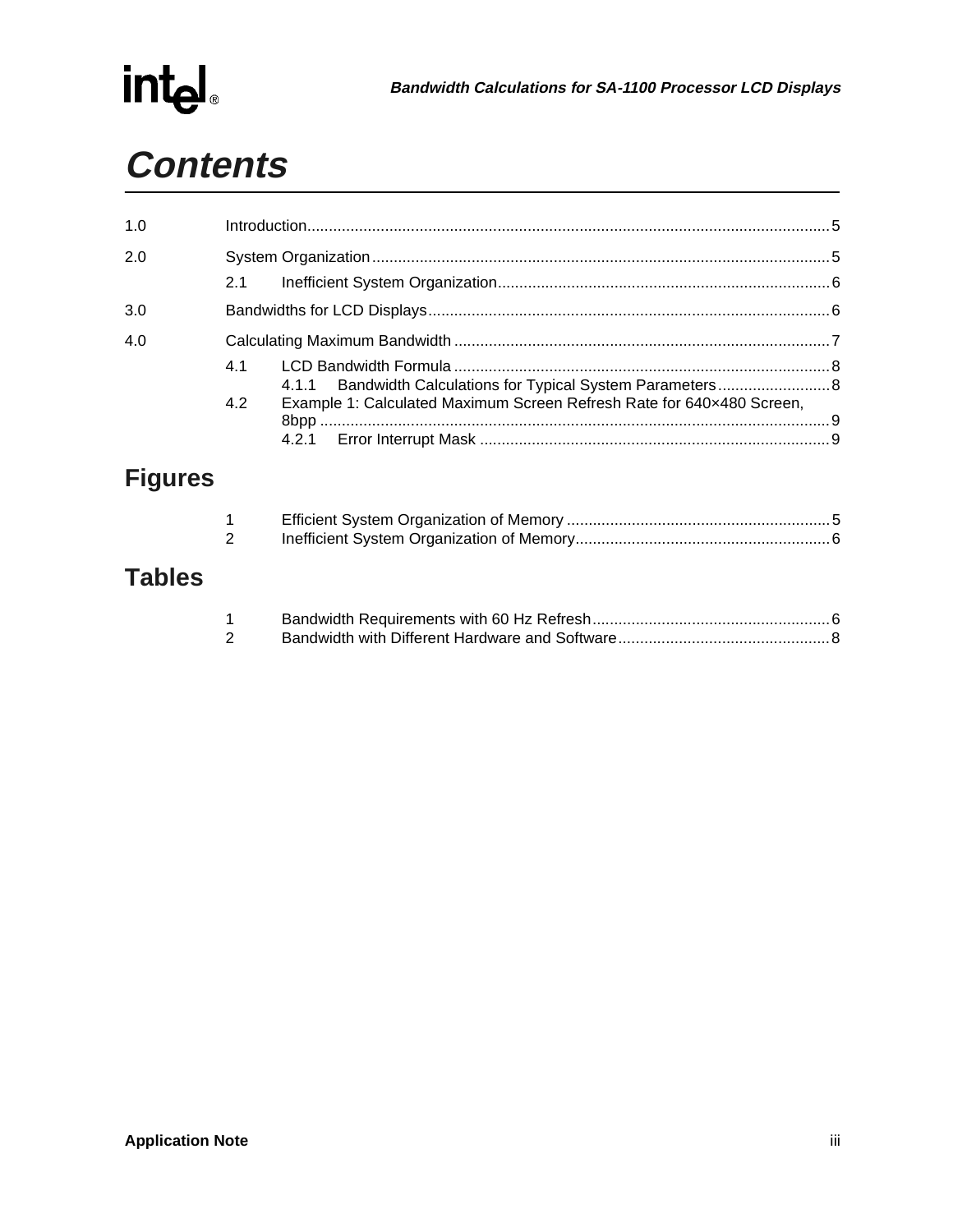# Contents

1.0 Introduction .......... 5

2.0 System Organization .......... 5

- 2.1 Inefficient System Organization .......... 6

3.0 Bandwidths for LCD Displays .......... 6

4.0 Calculating Maximum Bandwidth .......... 7

- 4.1 LCD Bandwidth Formula .......... 8
  - 4.1.1 Bandwidth Calculations for Typical System Parameters .......... 8
- 4.2 Example 1: Calculated Maximum Screen Refresh Rate for 640×480 Screen, 8bpp .......... 9
  - 4.2.1 Error Interrupt Mask .......... 9

## Figures

1 Efficient System Organization of Memory .......... 5

2 Inefficient System Organization of Memory .......... 6

## Tables

1 Bandwidth Requirements with 60 Hz Refresh .......... 6

2 Bandwidth with Different Hardware and Software .......... 8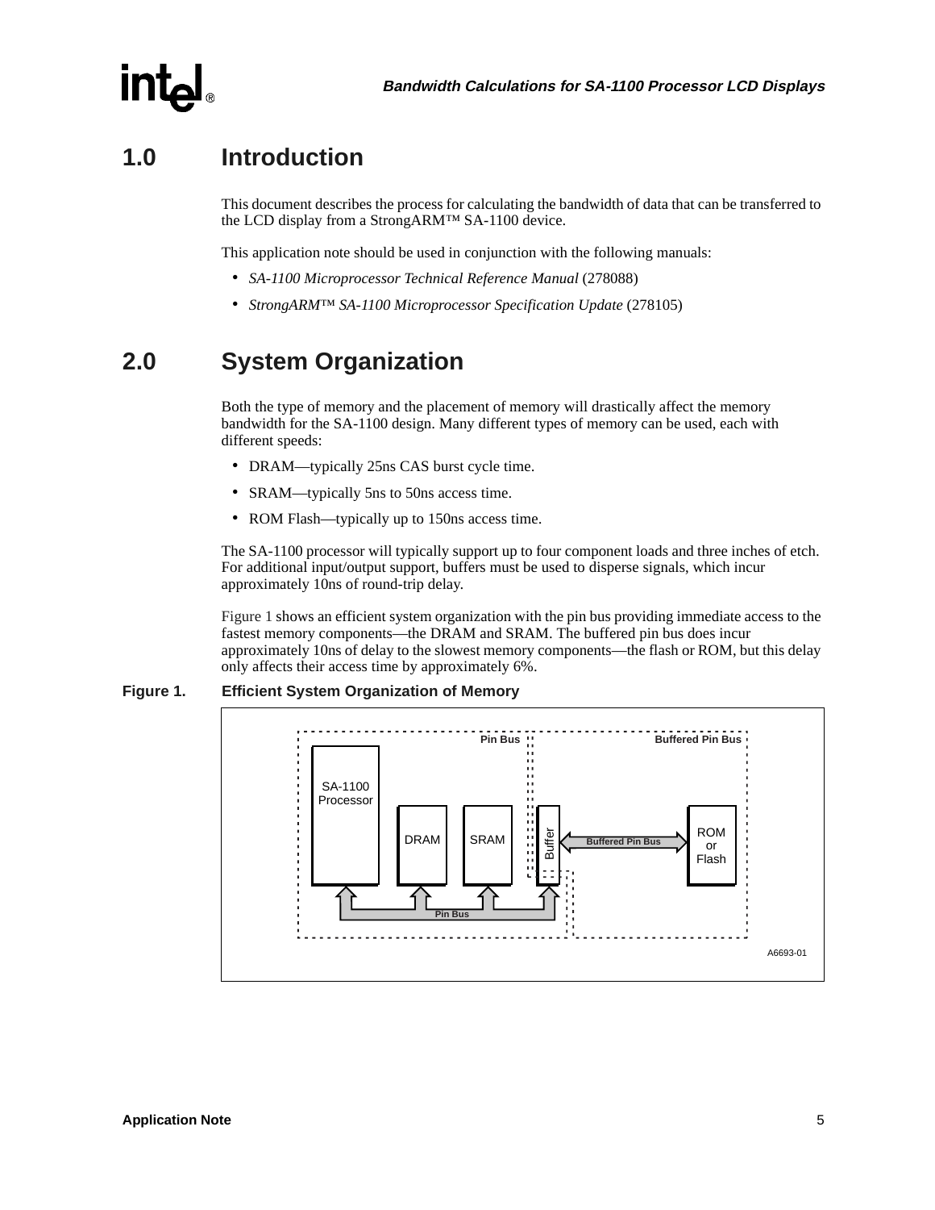## 1.0 Introduction

This document describes the process for calculating the bandwidth of data that can be transferred to the LCD display from a StrongARM™ SA-1100 device.

This application note should be used in conjunction with the following manuals:

- *SA-1100 Microprocessor Technical Reference Manual* (278088)
- *StrongARM™ SA-1100 Microprocessor Specification Update* (278105)

## 2.0 System Organization

Both the type of memory and the placement of memory will drastically affect the memory bandwidth for the SA-1100 design. Many different types of memory can be used, each with different speeds:

- DRAM—typically 25ns CAS burst cycle time.
- SRAM—typically 5ns to 50ns access time.
- ROM Flash—typically up to 150ns access time.

The SA-1100 processor will typically support up to four component loads and three inches of etch. For additional input/output support, buffers must be used to disperse signals, which incur approximately 10ns of round-trip delay.

Figure 1 shows an efficient system organization with the pin bus providing immediate access to the fastest memory components—the DRAM and SRAM. The buffered pin bus does incur approximately 10ns of delay to the slowest memory components—the flash or ROM, but this delay only affects their access time by approximately 6%.

**Figure 1. Efficient System Organization of Memory**

Pin Bus | Buffered Pin Bus

SA-1100 Processor | DRAM | SRAM | Buffer | Buffered Pin Bus | ROM or Flash

Pin Bus

A6693-01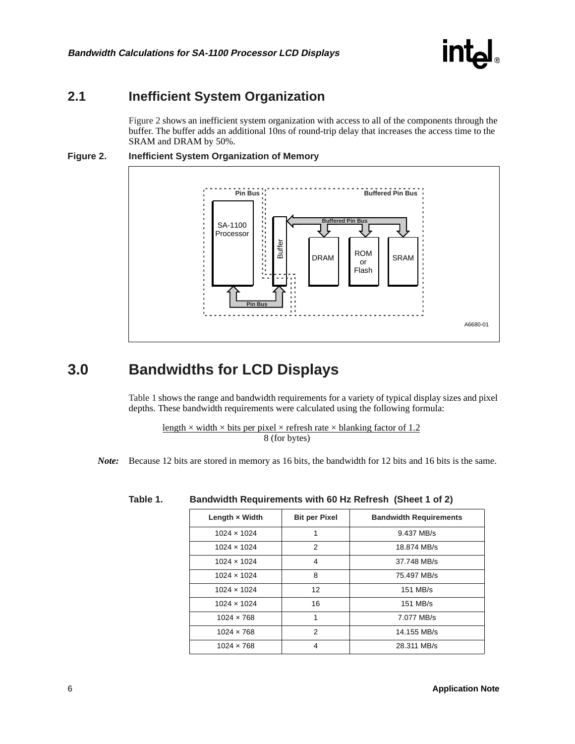## 2.1 Inefficient System Organization

Figure 2 shows an inefficient system organization with access to all of the components through the buffer. The buffer adds an additional 10ns of round-trip delay that increases the access time to the SRAM and DRAM by 50%.

**Figure 2. Inefficient System Organization of Memory**

# 3.0 Bandwidths for LCD Displays

Table 1 shows the range and bandwidth requirements for a variety of typical display sizes and pixel depths. These bandwidth requirements were calculated using the following formula:

$$\frac{\text{length} \times \text{width} \times \text{bits per pixel} \times \text{refresh rate} \times \text{blanking factor of 1.2}}{8 \text{ (for bytes)}}$$

***Note:*** Because 12 bits are stored in memory as 16 bits, the bandwidth for 12 bits and 16 bits is the same.

**Table 1. Bandwidth Requirements with 60 Hz Refresh (Sheet 1 of 2)**

| Length × Width | Bit per Pixel | Bandwidth Requirements |
|---|---|---|
| 1024 × 1024 | 1 | 9.437 MB/s |
| 1024 × 1024 | 2 | 18.874 MB/s |
| 1024 × 1024 | 4 | 37.748 MB/s |
| 1024 × 1024 | 8 | 75.497 MB/s |
| 1024 × 1024 | 12 | 151 MB/s |
| 1024 × 1024 | 16 | 151 MB/s |
| 1024 × 768 | 1 | 7.077 MB/s |
| 1024 × 768 | 2 | 14.155 MB/s |
| 1024 × 768 | 4 | 28.311 MB/s |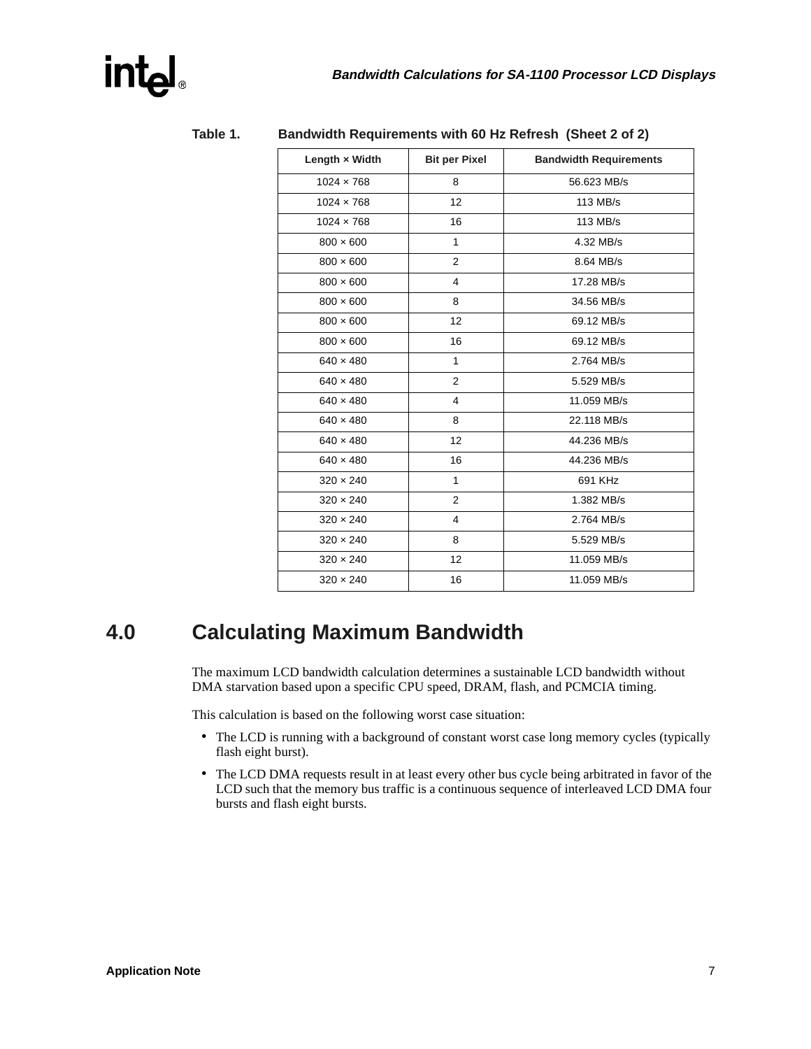**Table 1. Bandwidth Requirements with 60 Hz Refresh (Sheet 2 of 2)**

| Length × Width | Bit per Pixel | Bandwidth Requirements |
|---|---|---|
| 1024 × 768 | 8 | 56.623 MB/s |
| 1024 × 768 | 12 | 113 MB/s |
| 1024 × 768 | 16 | 113 MB/s |
| 800 × 600 | 1 | 4.32 MB/s |
| 800 × 600 | 2 | 8.64 MB/s |
| 800 × 600 | 4 | 17.28 MB/s |
| 800 × 600 | 8 | 34.56 MB/s |
| 800 × 600 | 12 | 69.12 MB/s |
| 800 × 600 | 16 | 69.12 MB/s |
| 640 × 480 | 1 | 2.764 MB/s |
| 640 × 480 | 2 | 5.529 MB/s |
| 640 × 480 | 4 | 11.059 MB/s |
| 640 × 480 | 8 | 22.118 MB/s |
| 640 × 480 | 12 | 44.236 MB/s |
| 640 × 480 | 16 | 44.236 MB/s |
| 320 × 240 | 1 | 691 KHz |
| 320 × 240 | 2 | 1.382 MB/s |
| 320 × 240 | 4 | 2.764 MB/s |
| 320 × 240 | 8 | 5.529 MB/s |
| 320 × 240 | 12 | 11.059 MB/s |
| 320 × 240 | 16 | 11.059 MB/s |

# 4.0 Calculating Maximum Bandwidth

The maximum LCD bandwidth calculation determines a sustainable LCD bandwidth without DMA starvation based upon a specific CPU speed, DRAM, flash, and PCMCIA timing.

This calculation is based on the following worst case situation:

- The LCD is running with a background of constant worst case long memory cycles (typically flash eight burst).
- The LCD DMA requests result in at least every other bus cycle being arbitrated in favor of the LCD such that the memory bus traffic is a continuous sequence of interleaved LCD DMA four bursts and flash eight bursts.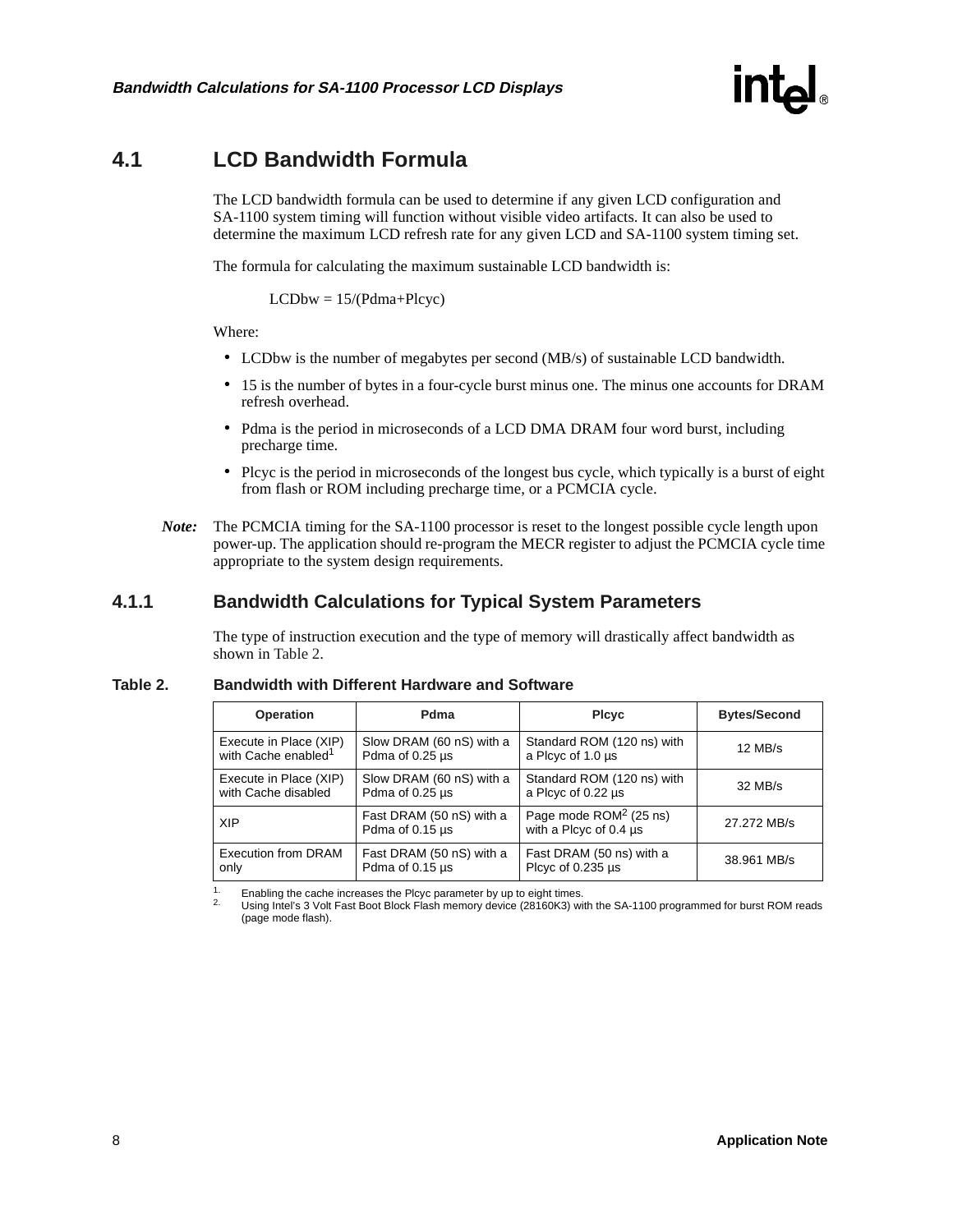## 4.1 LCD Bandwidth Formula

The LCD bandwidth formula can be used to determine if any given LCD configuration and SA-1100 system timing will function without visible video artifacts. It can also be used to determine the maximum LCD refresh rate for any given LCD and SA-1100 system timing set.

The formula for calculating the maximum sustainable LCD bandwidth is:

$$LCDbw = 15/(Pdma+Plcyc)$$

Where:

- LCDbw is the number of megabytes per second (MB/s) of sustainable LCD bandwidth.
- 15 is the number of bytes in a four-cycle burst minus one. The minus one accounts for DRAM refresh overhead.
- Pdma is the period in microseconds of a LCD DMA DRAM four word burst, including precharge time.
- Plcyc is the period in microseconds of the longest bus cycle, which typically is a burst of eight from flash or ROM including precharge time, or a PCMCIA cycle.

*Note:* The PCMCIA timing for the SA-1100 processor is reset to the longest possible cycle length upon power-up. The application should re-program the MECR register to adjust the PCMCIA cycle time appropriate to the system design requirements.

### 4.1.1 Bandwidth Calculations for Typical System Parameters

The type of instruction execution and the type of memory will drastically affect bandwidth as shown in Table 2.

**Table 2. Bandwidth with Different Hardware and Software**

| Operation | Pdma | Plcyc | Bytes/Second |
|---|---|---|---|
| Execute in Place (XIP) with Cache enabled[1] | Slow DRAM (60 nS) with a Pdma of 0.25 µs | Standard ROM (120 ns) with a Plcyc of 1.0 µs | 12 MB/s |
| Execute in Place (XIP) with Cache disabled | Slow DRAM (60 nS) with a Pdma of 0.25 µs | Standard ROM (120 ns) with a Plcyc of 0.22 µs | 32 MB/s |
| XIP | Fast DRAM (50 nS) with a Pdma of 0.15 µs | Page mode ROM[2] (25 ns) with a Plcyc of 0.4 µs | 27.272 MB/s |
| Execution from DRAM only | Fast DRAM (50 nS) with a Pdma of 0.15 µs | Fast DRAM (50 ns) with a Plcyc of 0.235 µs | 38.961 MB/s |

1. Enabling the cache increases the Plcyc parameter by up to eight times.
2. Using Intel's 3 Volt Fast Boot Block Flash memory device (28160K3) with the SA-1100 programmed for burst ROM reads (page mode flash).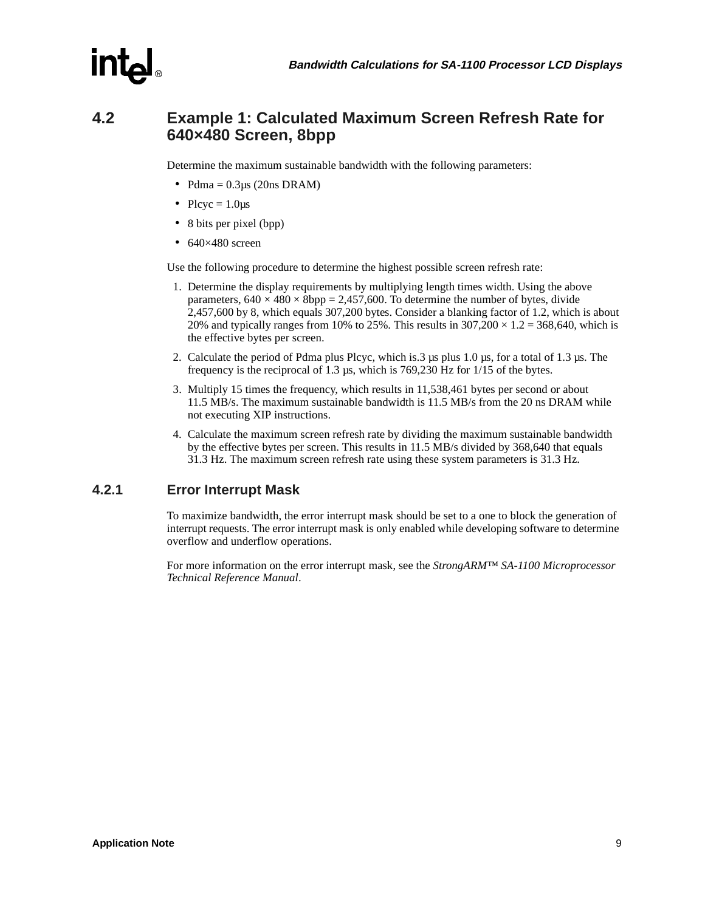## 4.2 Example 1: Calculated Maximum Screen Refresh Rate for 640×480 Screen, 8bpp

Determine the maximum sustainable bandwidth with the following parameters:

- Pdma = 0.3µs (20ns DRAM)
- Plcyc = 1.0µs
- 8 bits per pixel (bpp)
- 640×480 screen

Use the following procedure to determine the highest possible screen refresh rate:

1. Determine the display requirements by multiplying length times width. Using the above parameters, 640 × 480 × 8bpp = 2,457,600. To determine the number of bytes, divide 2,457,600 by 8, which equals 307,200 bytes. Consider a blanking factor of 1.2, which is about 20% and typically ranges from 10% to 25%. This results in 307,200 × 1.2 = 368,640, which is the effective bytes per screen.
2. Calculate the period of Pdma plus Plcyc, which is.3 µs plus 1.0 µs, for a total of 1.3 µs. The frequency is the reciprocal of 1.3 µs, which is 769,230 Hz for 1/15 of the bytes.
3. Multiply 15 times the frequency, which results in 11,538,461 bytes per second or about 11.5 MB/s. The maximum sustainable bandwidth is 11.5 MB/s from the 20 ns DRAM while not executing XIP instructions.
4. Calculate the maximum screen refresh rate by dividing the maximum sustainable bandwidth by the effective bytes per screen. This results in 11.5 MB/s divided by 368,640 that equals 31.3 Hz. The maximum screen refresh rate using these system parameters is 31.3 Hz.

### 4.2.1 Error Interrupt Mask

To maximize bandwidth, the error interrupt mask should be set to a one to block the generation of interrupt requests. The error interrupt mask is only enabled while developing software to determine overflow and underflow operations.

For more information on the error interrupt mask, see the *StrongARM™ SA-1100 Microprocessor Technical Reference Manual*.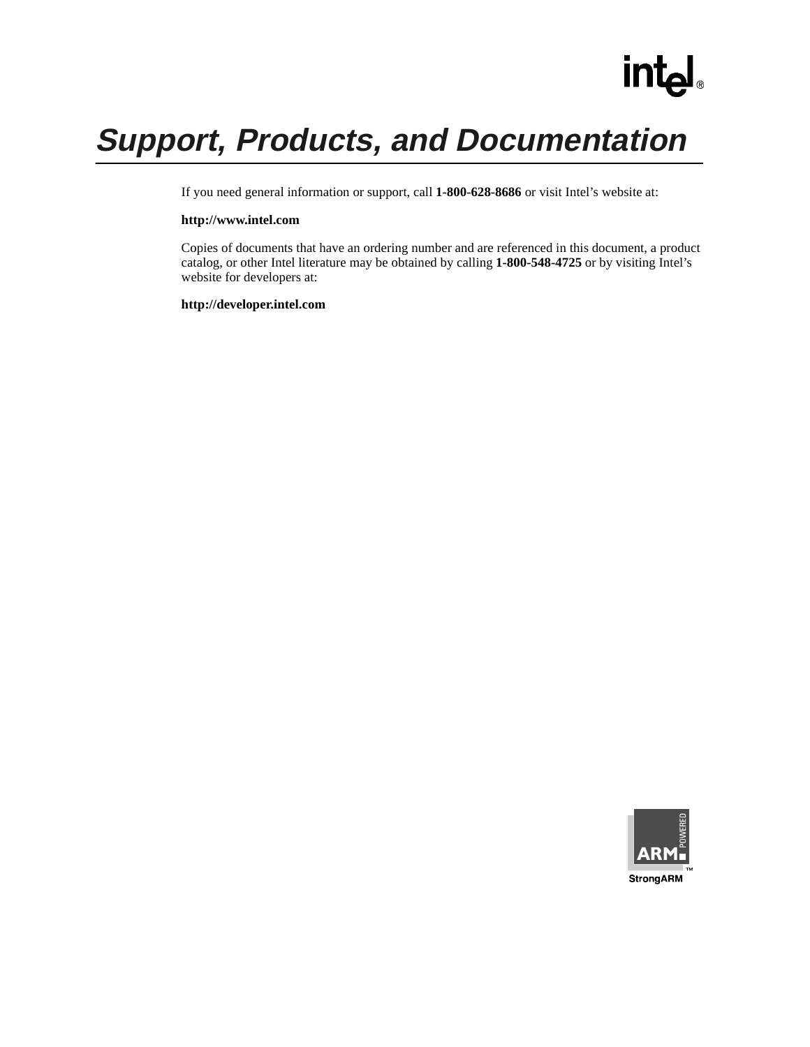# Support, Products, and Documentation

If you need general information or support, call **1-800-628-8686** or visit Intel’s website at:

**http://www.intel.com**

Copies of documents that have an ordering number and are referenced in this document, a product catalog, or other Intel literature may be obtained by calling **1-800-548-4725** or by visiting Intel’s website for developers at:

**http://developer.intel.com**